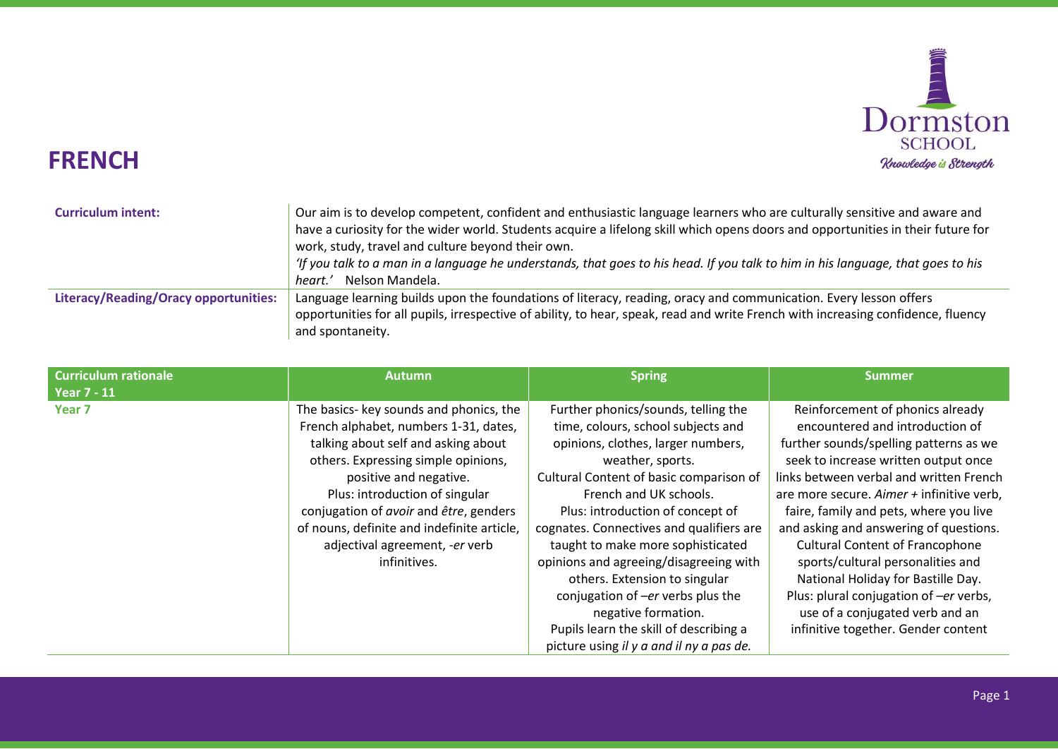# FRENCH

| | |
|---|---|
| **Curriculum intent:** | Our aim is to develop competent, confident and enthusiastic language learners who are culturally sensitive and aware and have a curiosity for the wider world. Students acquire a lifelong skill which opens doors and opportunities in their future for work, study, travel and culture beyond their own. *'If you talk to a man in a language he understands, that goes to his head. If you talk to him in his language, that goes to his heart.'* Nelson Mandela. |
| **Literacy/Reading/Oracy opportunities:** | Language learning builds upon the foundations of literacy, reading, oracy and communication. Every lesson offers opportunities for all pupils, irrespective of ability, to hear, speak, read and write French with increasing confidence, fluency and spontaneity. |

| Curriculum rationale Year 7 - 11 | Autumn | Spring | Summer |
|---|---|---|---|
| **Year 7** | The basics- key sounds and phonics, the French alphabet, numbers 1-31, dates, talking about self and asking about others. Expressing simple opinions, positive and negative. Plus: introduction of singular conjugation of *avoir* and *être*, genders of nouns, definite and indefinite article, adjectival agreement, *-er* verb infinitives. | Further phonics/sounds, telling the time, colours, school subjects and opinions, clothes, larger numbers, weather, sports. Cultural Content of basic comparison of French and UK schools. Plus: introduction of concept of cognates. Connectives and qualifiers are taught to make more sophisticated opinions and agreeing/disagreeing with others. Extension to singular conjugation of *–er* verbs plus the negative formation. Pupils learn the skill of describing a picture using *il y a and il ny a pas de.* | Reinforcement of phonics already encountered and introduction of further sounds/spelling patterns as we seek to increase written output once links between verbal and written French are more secure. *Aimer* + infinitive verb, faire, family and pets, where you live and asking and answering of questions. Cultural Content of Francophone sports/cultural personalities and National Holiday for Bastille Day. Plus: plural conjugation of *–er* verbs, use of a conjugated verb and an infinitive together. Gender content |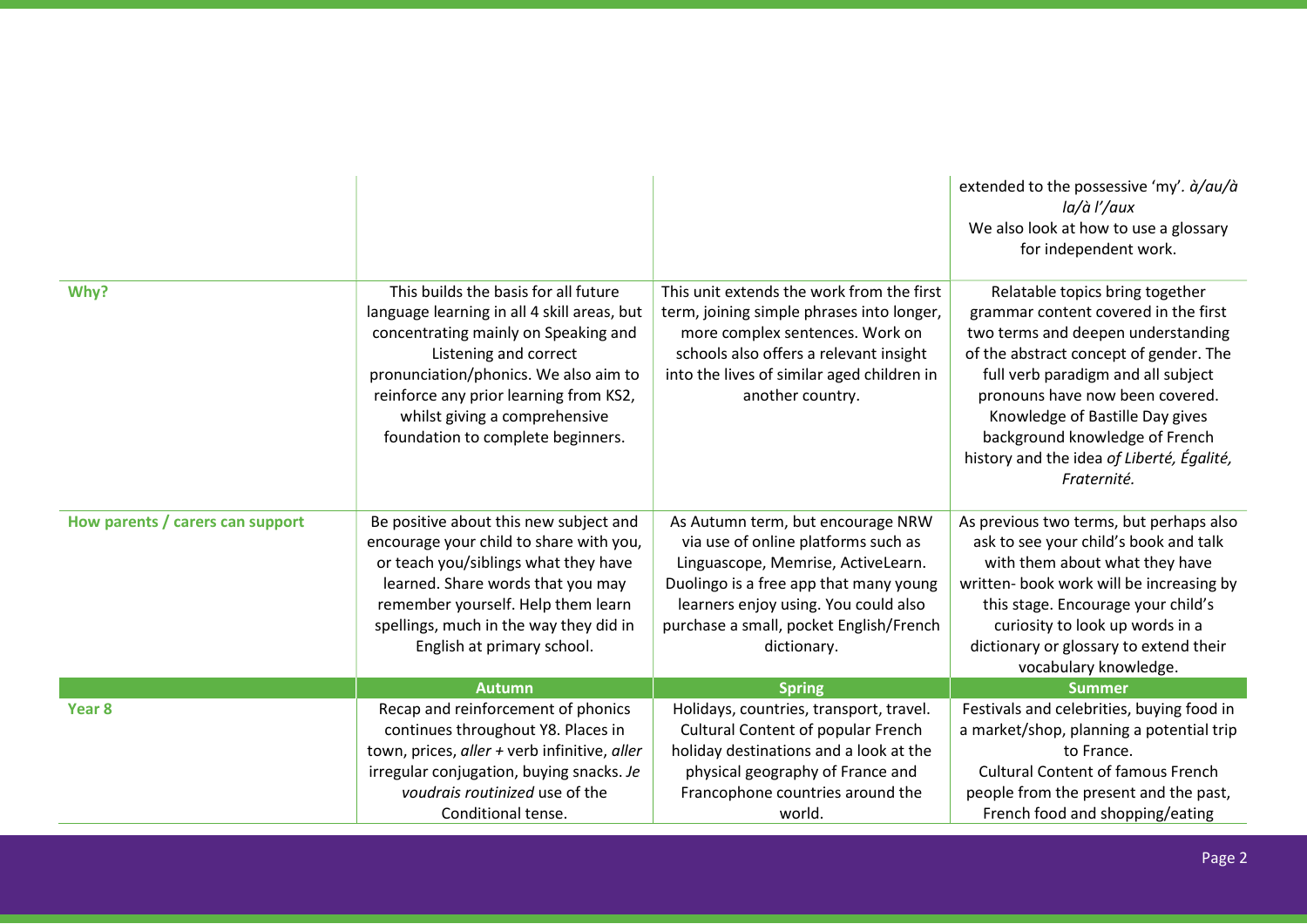|  |  |  | extended to the possessive 'my'. *à/au/à la/à l'/aux* We also look at how to use a glossary for independent work. |
|---|---|---|---|
| **Why?** | This builds the basis for all future language learning in all 4 skill areas, but concentrating mainly on Speaking and Listening and correct pronunciation/phonics. We also aim to reinforce any prior learning from KS2, whilst giving a comprehensive foundation to complete beginners. | This unit extends the work from the first term, joining simple phrases into longer, more complex sentences. Work on schools also offers a relevant insight into the lives of similar aged children in another country. | Relatable topics bring together grammar content covered in the first two terms and deepen understanding of the abstract concept of gender. The full verb paradigm and all subject pronouns have now been covered. Knowledge of Bastille Day gives background knowledge of French history and the idea *of Liberté, Égalité, Fraternité.* |
| **How parents / carers can support** | Be positive about this new subject and encourage your child to share with you, or teach you/siblings what they have learned. Share words that you may remember yourself. Help them learn spellings, much in the way they did in English at primary school. | As Autumn term, but encourage NRW via use of online platforms such as Linguascope, Memrise, ActiveLearn. Duolingo is a free app that many young learners enjoy using. You could also purchase a small, pocket English/French dictionary. | As previous two terms, but perhaps also ask to see your child's book and talk with them about what they have written- book work will be increasing by this stage. Encourage your child's curiosity to look up words in a dictionary or glossary to extend their vocabulary knowledge. |
|  | **Autumn** | **Spring** | **Summer** |
| **Year 8** | Recap and reinforcement of phonics continues throughout Y8. Places in town, prices, *aller* + verb infinitive, *aller* irregular conjugation, buying snacks. *Je voudrais routinized* use of the Conditional tense. | Holidays, countries, transport, travel. Cultural Content of popular French holiday destinations and a look at the physical geography of France and Francophone countries around the world. | Festivals and celebrities, buying food in a market/shop, planning a potential trip to France. Cultural Content of famous French people from the present and the past, French food and shopping/eating |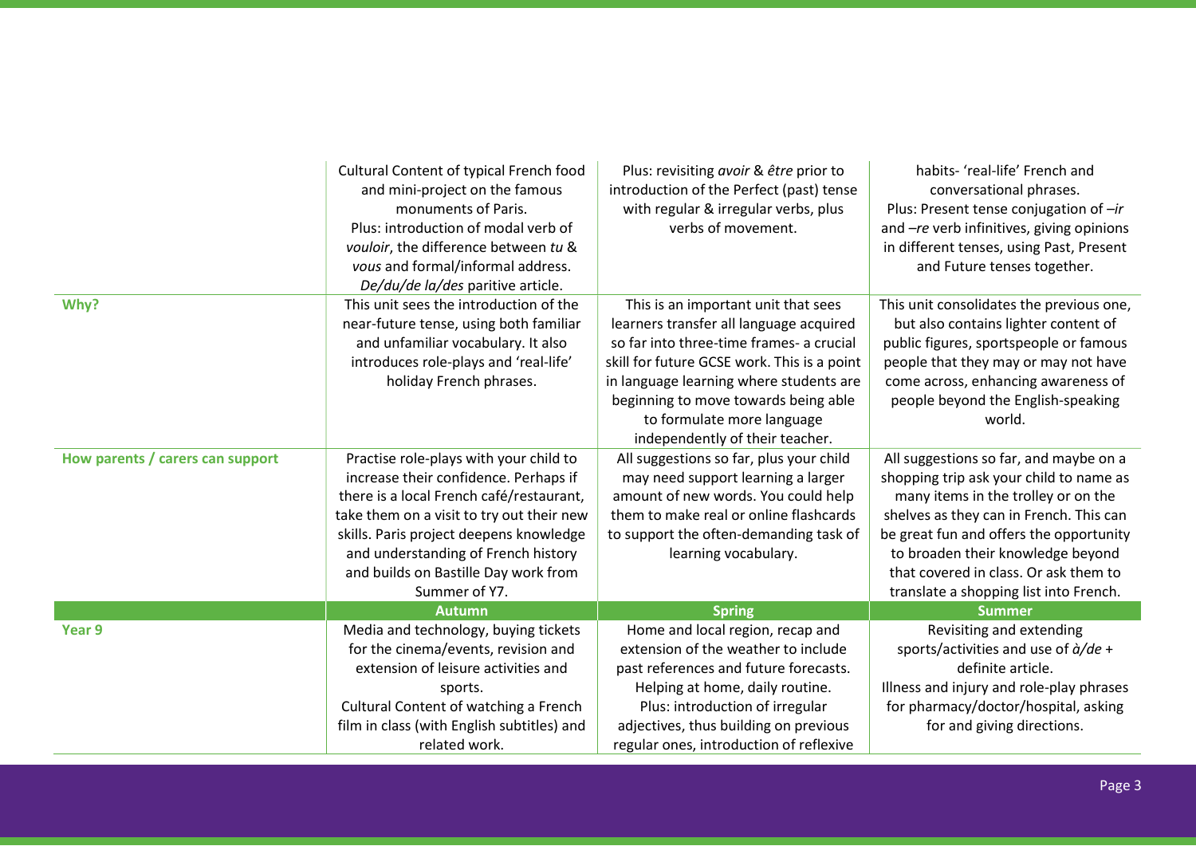| | | | |
|---|---|---|---|
| | Cultural Content of typical French food and mini-project on the famous monuments of Paris. Plus: introduction of modal verb of *vouloir*, the difference between *tu* & *vous* and formal/informal address. *De/du/de la/des* paritive article. | Plus: revisiting *avoir* & *être* prior to introduction of the Perfect (past) tense with regular & irregular verbs, plus verbs of movement. | habits- 'real-life' French and conversational phrases. Plus: Present tense conjugation of *–ir* and *–re* verb infinitives, giving opinions in different tenses, using Past, Present and Future tenses together. |
| **Why?** | This unit sees the introduction of the near-future tense, using both familiar and unfamiliar vocabulary. It also introduces role-plays and 'real-life' holiday French phrases. | This is an important unit that sees learners transfer all language acquired so far into three-time frames- a crucial skill for future GCSE work. This is a point in language learning where students are beginning to move towards being able to formulate more language independently of their teacher. | This unit consolidates the previous one, but also contains lighter content of public figures, sportspeople or famous people that they may or may not have come across, enhancing awareness of people beyond the English-speaking world. |
| **How parents / carers can support** | Practise role-plays with your child to increase their confidence. Perhaps if there is a local French café/restaurant, take them on a visit to try out their new skills. Paris project deepens knowledge and understanding of French history and builds on Bastille Day work from Summer of Y7. | All suggestions so far, plus your child may need support learning a larger amount of new words. You could help them to make real or online flashcards to support the often-demanding task of learning vocabulary. | All suggestions so far, and maybe on a shopping trip ask your child to name as many items in the trolley or on the shelves as they can in French. This can be great fun and offers the opportunity to broaden their knowledge beyond that covered in class. Or ask them to translate a shopping list into French. |
| | **Autumn** | **Spring** | **Summer** |
| **Year 9** | Media and technology, buying tickets for the cinema/events, revision and extension of leisure activities and sports. Cultural Content of watching a French film in class (with English subtitles) and related work. | Home and local region, recap and extension of the weather to include past references and future forecasts. Helping at home, daily routine. Plus: introduction of irregular adjectives, thus building on previous regular ones, introduction of reflexive | Revisiting and extending sports/activities and use of *à/de* + definite article. Illness and injury and role-play phrases for pharmacy/doctor/hospital, asking for and giving directions. |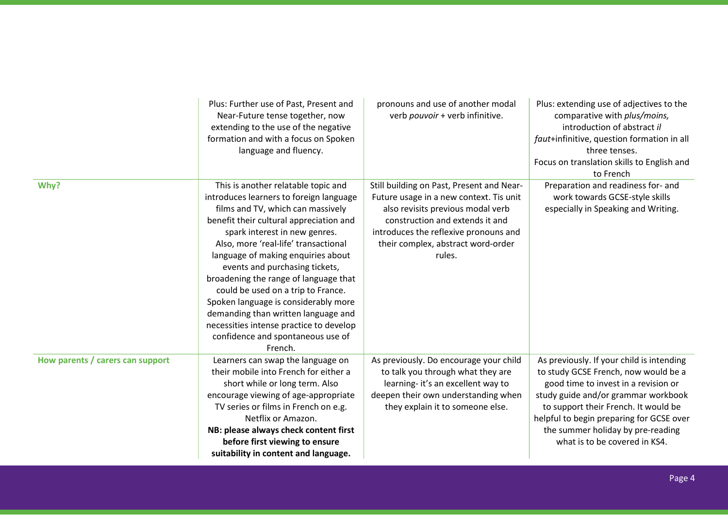| | | | |
|---|---|---|---|
| | Plus: Further use of Past, Present and Near-Future tense together, now extending to the use of the negative formation and with a focus on Spoken language and fluency. | pronouns and use of another modal verb *pouvoir* + verb infinitive. | Plus: extending use of adjectives to the comparative with *plus/moins,* introduction of abstract *il faut*+infinitive, question formation in all three tenses.<br>Focus on translation skills to English and to French |
| **Why?** | This is another relatable topic and introduces learners to foreign language films and TV, which can massively benefit their cultural appreciation and spark interest in new genres.<br>Also, more 'real-life' transactional language of making enquiries about events and purchasing tickets, broadening the range of language that could be used on a trip to France.<br>Spoken language is considerably more demanding than written language and necessities intense practice to develop confidence and spontaneous use of French. | Still building on Past, Present and Near-Future usage in a new context. Tis unit also revisits previous modal verb construction and extends it and introduces the reflexive pronouns and their complex, abstract word-order rules. | Preparation and readiness for- and work towards GCSE-style skills especially in Speaking and Writing. |
| **How parents / carers can support** | Learners can swap the language on their mobile into French for either a short while or long term. Also encourage viewing of age-appropriate TV series or films in French on e.g. Netflix or Amazon.<br>**NB: please always check content first before first viewing to ensure suitability in content and language.** | As previously. Do encourage your child to talk you through what they are learning- it's an excellent way to deepen their own understanding when they explain it to someone else. | As previously. If your child is intending to study GCSE French, now would be a good time to invest in a revision or study guide and/or grammar workbook to support their French. It would be helpful to begin preparing for GCSE over the summer holiday by pre-reading what is to be covered in KS4. |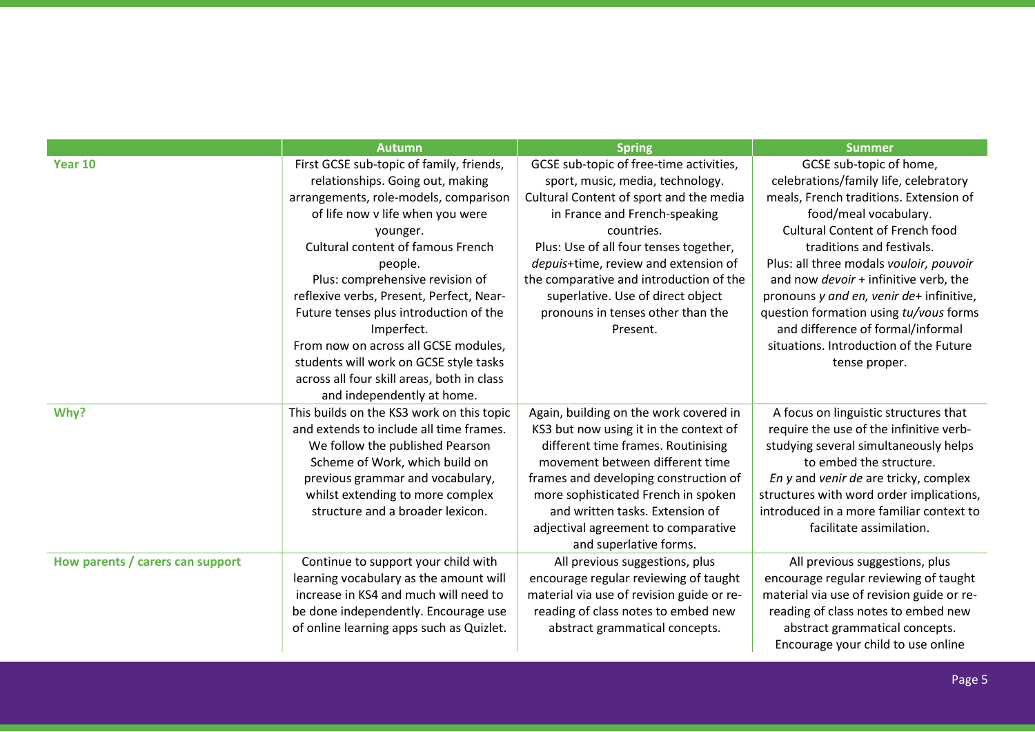| | Autumn | Spring | Summer |
|---|---|---|---|
| **Year 10** | First GCSE sub-topic of family, friends, relationships. Going out, making arrangements, role-models, comparison of life now v life when you were younger.<br>Cultural content of famous French people.<br>Plus: comprehensive revision of reflexive verbs, Present, Perfect, Near-Future tenses plus introduction of the Imperfect.<br>From now on across all GCSE modules, students will work on GCSE style tasks across all four skill areas, both in class and independently at home. | GCSE sub-topic of free-time activities, sport, music, media, technology.<br>Cultural Content of sport and the media in France and French-speaking countries.<br>Plus: Use of all four tenses together, *depuis*+time, review and extension of the comparative and introduction of the superlative. Use of direct object pronouns in tenses other than the Present. | GCSE sub-topic of home, celebrations/family life, celebratory meals, French traditions. Extension of food/meal vocabulary.<br>Cultural Content of French food traditions and festivals.<br>Plus: all three modals *vouloir, pouvoir* and now *devoir* + infinitive verb, the pronouns *y and en, venir de*+ infinitive, question formation using *tu/vous* forms and difference of formal/informal situations. Introduction of the Future tense proper. |
| **Why?** | This builds on the KS3 work on this topic and extends to include all time frames. We follow the published Pearson Scheme of Work, which build on previous grammar and vocabulary, whilst extending to more complex structure and a broader lexicon. | Again, building on the work covered in KS3 but now using it in the context of different time frames. Routinising movement between different time frames and developing construction of more sophisticated French in spoken and written tasks. Extension of adjectival agreement to comparative and superlative forms. | A focus on linguistic structures that require the use of the infinitive verb- studying several simultaneously helps to embed the structure.<br>*En y* and *venir de* are tricky, complex structures with word order implications, introduced in a more familiar context to facilitate assimilation. |
| **How parents / carers can support** | Continue to support your child with learning vocabulary as the amount will increase in KS4 and much will need to be done independently. Encourage use of online learning apps such as Quizlet. | All previous suggestions, plus encourage regular reviewing of taught material via use of revision guide or re-reading of class notes to embed new abstract grammatical concepts. | All previous suggestions, plus encourage regular reviewing of taught material via use of revision guide or re-reading of class notes to embed new abstract grammatical concepts. Encourage your child to use online |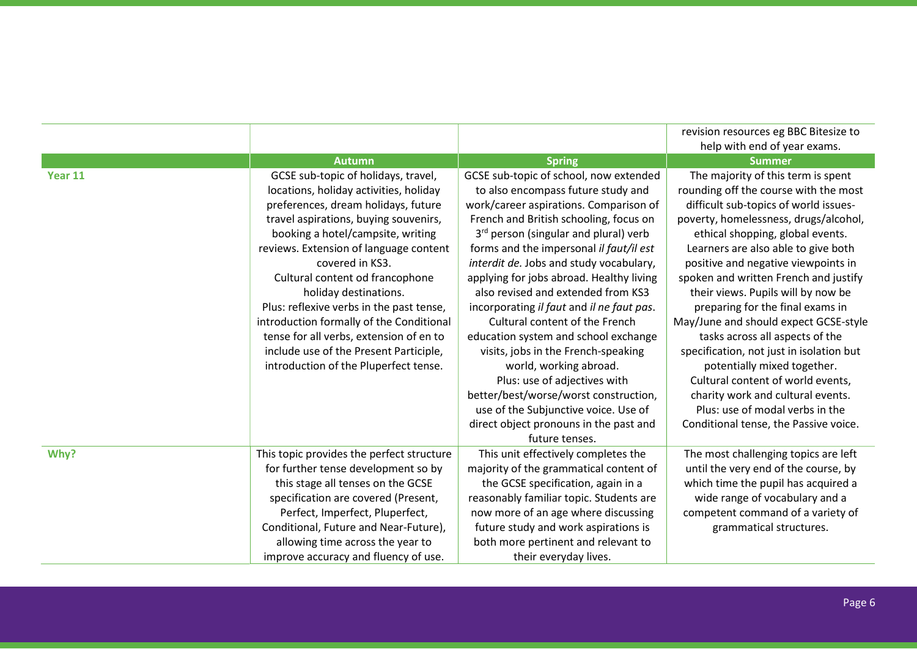| | | | |
|---|---|---|---|
| | | | revision resources eg BBC Bitesize to help with end of year exams. |
| | **Autumn** | **Spring** | **Summer** |
| **Year 11** | GCSE sub-topic of holidays, travel, locations, holiday activities, holiday preferences, dream holidays, future travel aspirations, buying souvenirs, booking a hotel/campsite, writing reviews. Extension of language content covered in KS3.<br>Cultural content od francophone holiday destinations.<br>Plus: reflexive verbs in the past tense, introduction formally of the Conditional tense for all verbs, extension of en to include use of the Present Participle, introduction of the Pluperfect tense. | GCSE sub-topic of school, now extended to also encompass future study and work/career aspirations. Comparison of French and British schooling, focus on 3rd person (singular and plural) verb forms and the impersonal *il faut/il est interdit de*. Jobs and study vocabulary, applying for jobs abroad. Healthy living also revised and extended from KS3 incorporating *il faut* and *il ne faut pas*.<br>Cultural content of the French education system and school exchange visits, jobs in the French-speaking world, working abroad.<br>Plus: use of adjectives with better/best/worse/worst construction, use of the Subjunctive voice. Use of direct object pronouns in the past and future tenses. | The majority of this term is spent rounding off the course with the most difficult sub-topics of world issues- poverty, homelessness, drugs/alcohol, ethical shopping, global events. Learners are also able to give both positive and negative viewpoints in spoken and written French and justify their views. Pupils will by now be preparing for the final exams in May/June and should expect GCSE-style tasks across all aspects of the specification, not just in isolation but potentially mixed together.<br>Cultural content of world events, charity work and cultural events.<br>Plus: use of modal verbs in the Conditional tense, the Passive voice. |
| **Why?** | This topic provides the perfect structure for further tense development so by this stage all tenses on the GCSE specification are covered (Present, Perfect, Imperfect, Pluperfect, Conditional, Future and Near-Future), allowing time across the year to improve accuracy and fluency of use. | This unit effectively completes the majority of the grammatical content of the GCSE specification, again in a reasonably familiar topic. Students are now more of an age where discussing future study and work aspirations is both more pertinent and relevant to their everyday lives. | The most challenging topics are left until the very end of the course, by which time the pupil has acquired a wide range of vocabulary and a competent command of a variety of grammatical structures. |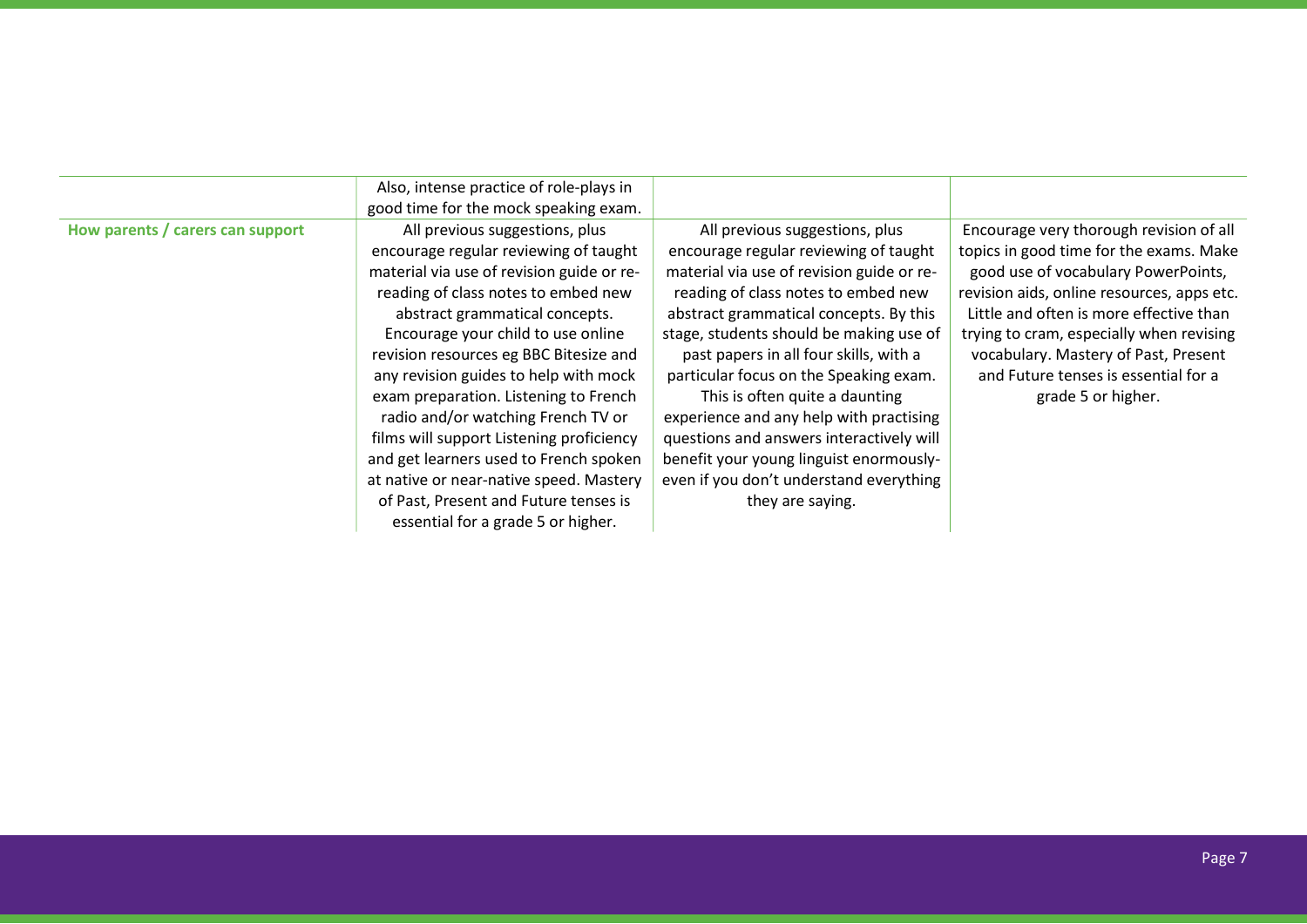| | | | |
|---|---|---|---|
| | Also, intense practice of role-plays in good time for the mock speaking exam. | | |
| **How parents / carers can support** | All previous suggestions, plus encourage regular reviewing of taught material via use of revision guide or re-reading of class notes to embed new abstract grammatical concepts. Encourage your child to use online revision resources eg BBC Bitesize and any revision guides to help with mock exam preparation. Listening to French radio and/or watching French TV or films will support Listening proficiency and get learners used to French spoken at native or near-native speed. Mastery of Past, Present and Future tenses is essential for a grade 5 or higher. | All previous suggestions, plus encourage regular reviewing of taught material via use of revision guide or re-reading of class notes to embed new abstract grammatical concepts. By this stage, students should be making use of past papers in all four skills, with a particular focus on the Speaking exam. This is often quite a daunting experience and any help with practising questions and answers interactively will benefit your young linguist enormously- even if you don't understand everything they are saying. | Encourage very thorough revision of all topics in good time for the exams. Make good use of vocabulary PowerPoints, revision aids, online resources, apps etc. Little and often is more effective than trying to cram, especially when revising vocabulary. Mastery of Past, Present and Future tenses is essential for a grade 5 or higher. |